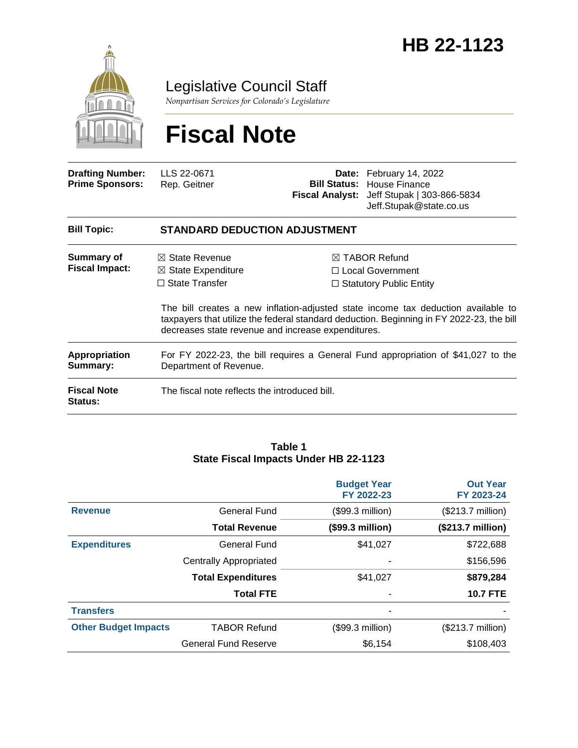# HB 22-1123

## Legislative Council Staff

*Nonpartisan Services for Colorado's Legislature*

# Fiscal Note

| | | | |
|---|---|---|---|
| **Drafting Number:** | LLS 22-0671 | **Date:** | February 14, 2022 |
| **Prime Sponsors:** | Rep. Geitner | **Bill Status:** | House Finance |
| | | **Fiscal Analyst:** | Jeff Stupak \| 303-866-5834 Jeff.Stupak@state.co.us |

| | |
|---|---|
| **Bill Topic:** | **STANDARD DEDUCTION ADJUSTMENT** |
| **Summary of Fiscal Impact:** | ☒ State Revenue ☒ State Expenditure ☐ State Transfer ☒ TABOR Refund ☐ Local Government ☐ Statutory Public Entity<br><br>The bill creates a new inflation-adjusted state income tax deduction available to taxpayers that utilize the federal standard deduction. Beginning in FY 2022-23, the bill decreases state revenue and increase expenditures. |
| **Appropriation Summary:** | For FY 2022-23, the bill requires a General Fund appropriation of $41,027 to the Department of Revenue. |
| **Fiscal Note Status:** | The fiscal note reflects the introduced bill. |

**Table 1**
**State Fiscal Impacts Under HB 22-1123**

| | | Budget Year FY 2022-23 | Out Year FY 2023-24 |
|---|---|---|---|
| **Revenue** | General Fund | ($99.3 million) | ($213.7 million) |
| | **Total Revenue** | **($99.3 million)** | **($213.7 million)** |
| **Expenditures** | General Fund | $41,027 | $722,688 |
| | Centrally Appropriated | - | $156,596 |
| | **Total Expenditures** | $41,027 | **$879,284** |
| | **Total FTE** | - | **10.7 FTE** |
| **Transfers** | | - | - |
| **Other Budget Impacts** | TABOR Refund | ($99.3 million) | ($213.7 million) |
| | General Fund Reserve | $6,154 | $108,403 |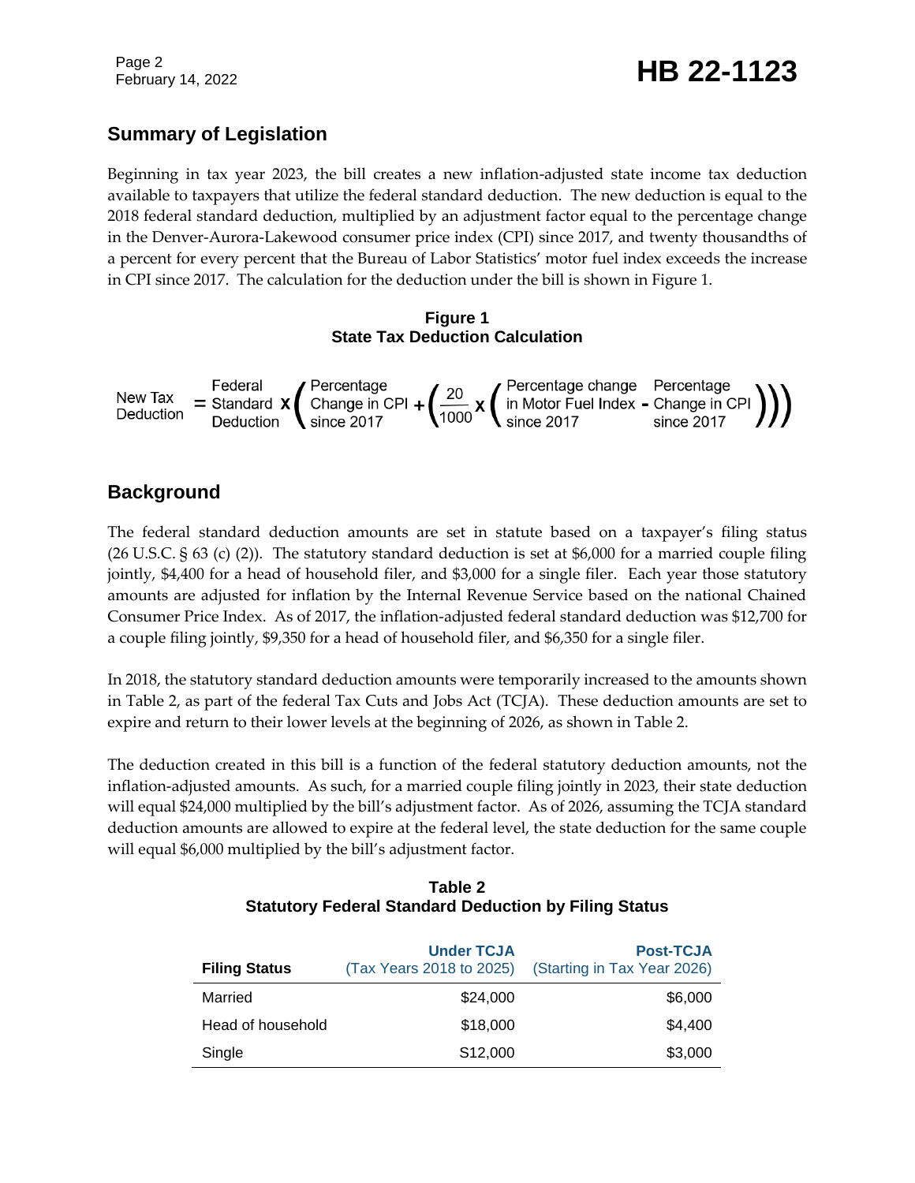## Summary of Legislation

Beginning in tax year 2023, the bill creates a new inflation-adjusted state income tax deduction available to taxpayers that utilize the federal standard deduction. The new deduction is equal to the 2018 federal standard deduction, multiplied by an adjustment factor equal to the percentage change in the Denver-Aurora-Lakewood consumer price index (CPI) since 2017, and twenty thousandths of a percent for every percent that the Bureau of Labor Statistics' motor fuel index exceeds the increase in CPI since 2017. The calculation for the deduction under the bill is shown in Figure 1.

**Figure 1**
**State Tax Deduction Calculation**

$$\text{New Tax Deduction} = \text{Federal Standard Deduction} \times \left( \text{Percentage Change in CPI since 2017} + \left( \frac{20}{1000} \times \left( \text{Percentage change in Motor Fuel Index since 2017} - \text{Percentage Change in CPI since 2017} \right) \right) \right)$$

## Background

The federal standard deduction amounts are set in statute based on a taxpayer's filing status (26 U.S.C. § 63 (c) (2)). The statutory standard deduction is set at $6,000 for a married couple filing jointly, $4,400 for a head of household filer, and $3,000 for a single filer. Each year those statutory amounts are adjusted for inflation by the Internal Revenue Service based on the national Chained Consumer Price Index. As of 2017, the inflation-adjusted federal standard deduction was $12,700 for a couple filing jointly, $9,350 for a head of household filer, and $6,350 for a single filer.

In 2018, the statutory standard deduction amounts were temporarily increased to the amounts shown in Table 2, as part of the federal Tax Cuts and Jobs Act (TCJA). These deduction amounts are set to expire and return to their lower levels at the beginning of 2026, as shown in Table 2.

The deduction created in this bill is a function of the federal statutory deduction amounts, not the inflation-adjusted amounts. As such, for a married couple filing jointly in 2023, their state deduction will equal $24,000 multiplied by the bill's adjustment factor. As of 2026, assuming the TCJA standard deduction amounts are allowed to expire at the federal level, the state deduction for the same couple will equal $6,000 multiplied by the bill's adjustment factor.

**Table 2**
**Statutory Federal Standard Deduction by Filing Status**

| Filing Status | Under TCJA (Tax Years 2018 to 2025) | Post-TCJA (Starting in Tax Year 2026) |
|---|---:|---:|
| Married | $24,000 | $6,000 |
| Head of household | $18,000 | $4,400 |
| Single | S12,000 | $3,000 |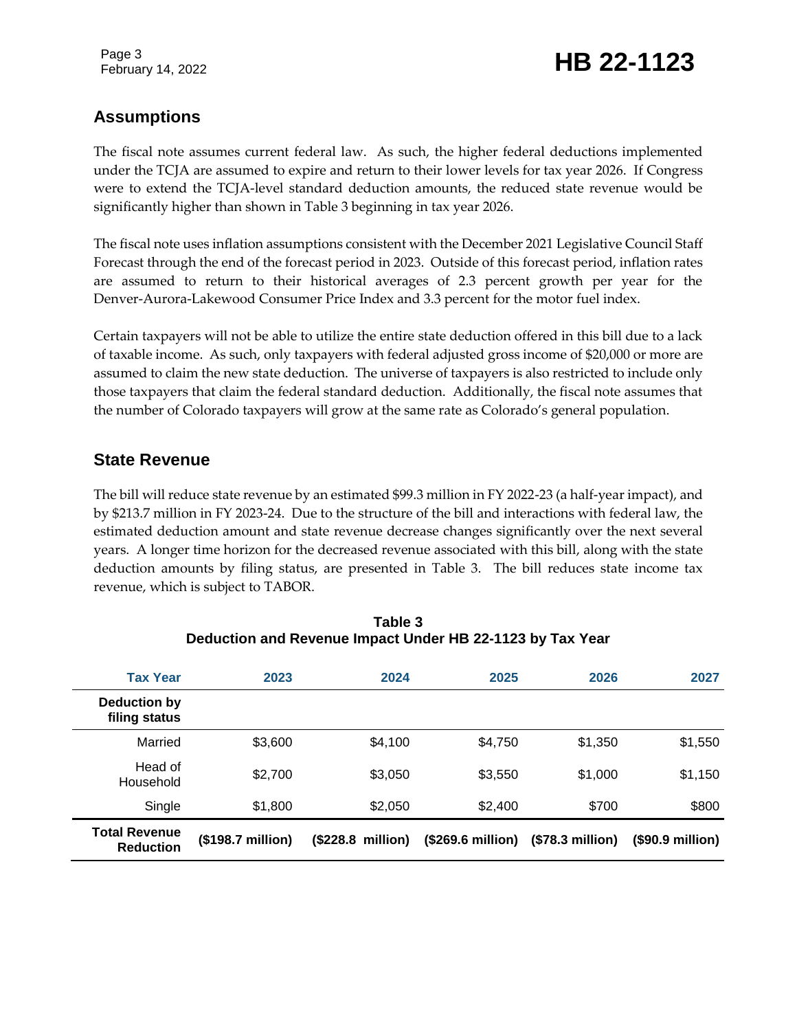## Assumptions

The fiscal note assumes current federal law. As such, the higher federal deductions implemented under the TCJA are assumed to expire and return to their lower levels for tax year 2026. If Congress were to extend the TCJA-level standard deduction amounts, the reduced state revenue would be significantly higher than shown in Table 3 beginning in tax year 2026.

The fiscal note uses inflation assumptions consistent with the December 2021 Legislative Council Staff Forecast through the end of the forecast period in 2023. Outside of this forecast period, inflation rates are assumed to return to their historical averages of 2.3 percent growth per year for the Denver-Aurora-Lakewood Consumer Price Index and 3.3 percent for the motor fuel index.

Certain taxpayers will not be able to utilize the entire state deduction offered in this bill due to a lack of taxable income. As such, only taxpayers with federal adjusted gross income of $20,000 or more are assumed to claim the new state deduction. The universe of taxpayers is also restricted to include only those taxpayers that claim the federal standard deduction. Additionally, the fiscal note assumes that the number of Colorado taxpayers will grow at the same rate as Colorado's general population.

## State Revenue

The bill will reduce state revenue by an estimated $99.3 million in FY 2022-23 (a half-year impact), and by $213.7 million in FY 2023-24. Due to the structure of the bill and interactions with federal law, the estimated deduction amount and state revenue decrease changes significantly over the next several years. A longer time horizon for the decreased revenue associated with this bill, along with the state deduction amounts by filing status, are presented in Table 3. The bill reduces state income tax revenue, which is subject to TABOR.

**Table 3**
**Deduction and Revenue Impact Under HB 22-1123 by Tax Year**

| Tax Year | 2023 | 2024 | 2025 | 2026 | 2027 |
|---|---|---|---|---|---|
| **Deduction by filing status** | | | | | |
| Married | $3,600 | $4,100 | $4,750 | $1,350 | $1,550 |
| Head of Household | $2,700 | $3,050 | $3,550 | $1,000 | $1,150 |
| Single | $1,800 | $2,050 | $2,400 | $700 | $800 |
| **Total Revenue Reduction** | **($198.7 million)** | **($228.8 million)** | **($269.6 million)** | **($78.3 million)** | **($90.9 million)** |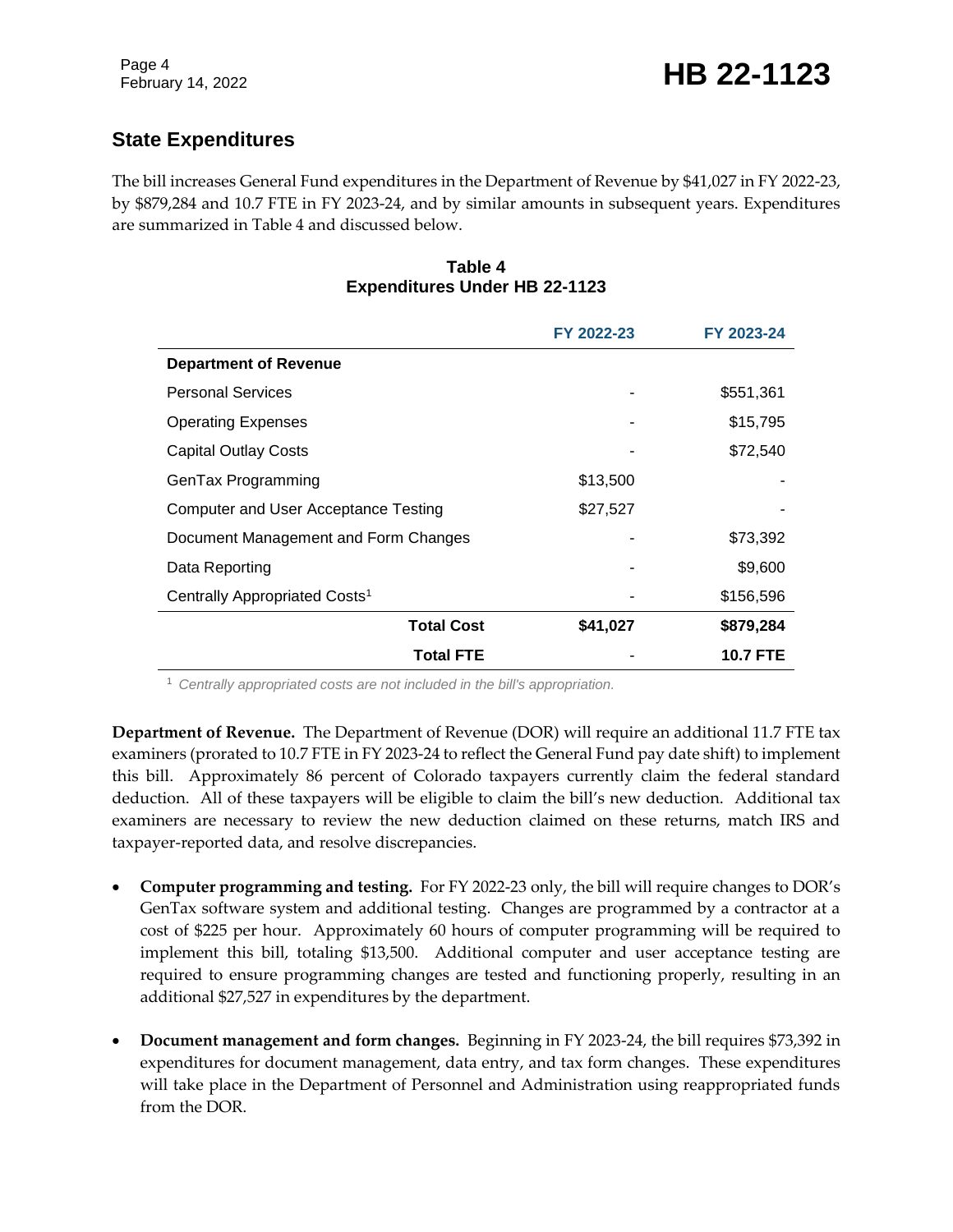## State Expenditures

The bill increases General Fund expenditures in the Department of Revenue by $41,027 in FY 2022-23, by $879,284 and 10.7 FTE in FY 2023-24, and by similar amounts in subsequent years. Expenditures are summarized in Table 4 and discussed below.

**Table 4**
**Expenditures Under HB 22-1123**

| | FY 2022-23 | FY 2023-24 |
|---|---|---|
| **Department of Revenue** | | |
| Personal Services | - | $551,361 |
| Operating Expenses | - | $15,795 |
| Capital Outlay Costs | - | $72,540 |
| GenTax Programming | $13,500 | - |
| Computer and User Acceptance Testing | $27,527 | - |
| Document Management and Form Changes | - | $73,392 |
| Data Reporting | - | $9,600 |
| Centrally Appropriated Costs[1] | - | $156,596 |
| **Total Cost** | **$41,027** | **$879,284** |
| **Total FTE** | - | **10.7 FTE** |

[1] *Centrally appropriated costs are not included in the bill's appropriation.*

**Department of Revenue.** The Department of Revenue (DOR) will require an additional 11.7 FTE tax examiners (prorated to 10.7 FTE in FY 2023-24 to reflect the General Fund pay date shift) to implement this bill. Approximately 86 percent of Colorado taxpayers currently claim the federal standard deduction. All of these taxpayers will be eligible to claim the bill's new deduction. Additional tax examiners are necessary to review the new deduction claimed on these returns, match IRS and taxpayer-reported data, and resolve discrepancies.

- **Computer programming and testing.** For FY 2022-23 only, the bill will require changes to DOR's GenTax software system and additional testing. Changes are programmed by a contractor at a cost of $225 per hour. Approximately 60 hours of computer programming will be required to implement this bill, totaling $13,500. Additional computer and user acceptance testing are required to ensure programming changes are tested and functioning properly, resulting in an additional $27,527 in expenditures by the department.

- **Document management and form changes.** Beginning in FY 2023-24, the bill requires $73,392 in expenditures for document management, data entry, and tax form changes. These expenditures will take place in the Department of Personnel and Administration using reappropriated funds from the DOR.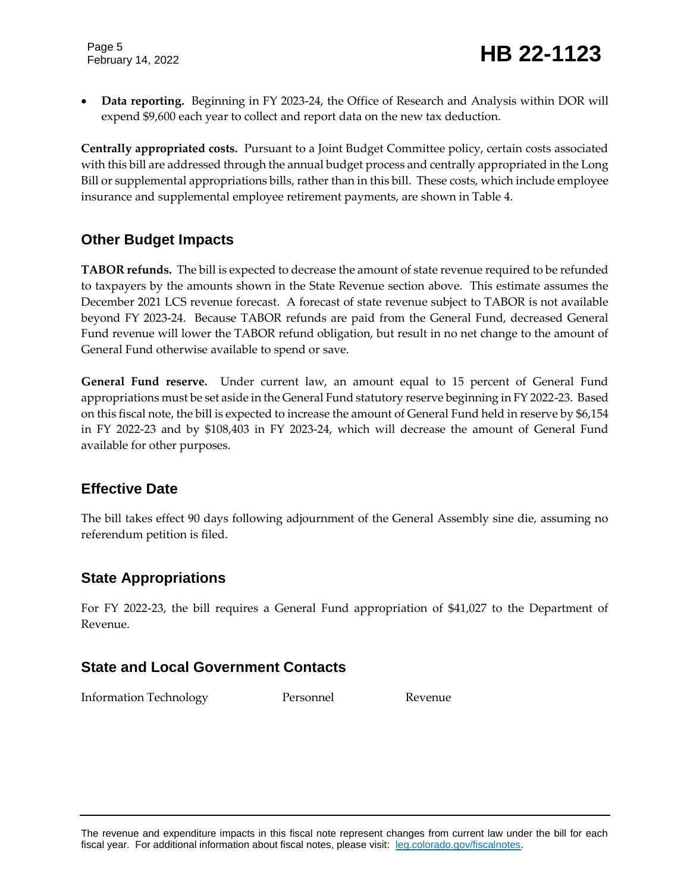- **Data reporting.** Beginning in FY 2023-24, the Office of Research and Analysis within DOR will expend $9,600 each year to collect and report data on the new tax deduction.

**Centrally appropriated costs.** Pursuant to a Joint Budget Committee policy, certain costs associated with this bill are addressed through the annual budget process and centrally appropriated in the Long Bill or supplemental appropriations bills, rather than in this bill. These costs, which include employee insurance and supplemental employee retirement payments, are shown in Table 4.

## Other Budget Impacts

**TABOR refunds.** The bill is expected to decrease the amount of state revenue required to be refunded to taxpayers by the amounts shown in the State Revenue section above. This estimate assumes the December 2021 LCS revenue forecast. A forecast of state revenue subject to TABOR is not available beyond FY 2023-24. Because TABOR refunds are paid from the General Fund, decreased General Fund revenue will lower the TABOR refund obligation, but result in no net change to the amount of General Fund otherwise available to spend or save.

**General Fund reserve.** Under current law, an amount equal to 15 percent of General Fund appropriations must be set aside in the General Fund statutory reserve beginning in FY 2022-23. Based on this fiscal note, the bill is expected to increase the amount of General Fund held in reserve by $6,154 in FY 2022-23 and by $108,403 in FY 2023-24, which will decrease the amount of General Fund available for other purposes.

## Effective Date

The bill takes effect 90 days following adjournment of the General Assembly sine die, assuming no referendum petition is filed.

## State Appropriations

For FY 2022-23, the bill requires a General Fund appropriation of $41,027 to the Department of Revenue.

## State and Local Government Contacts

Information Technology    Personnel    Revenue

The revenue and expenditure impacts in this fiscal note represent changes from current law under the bill for each fiscal year. For additional information about fiscal notes, please visit: leg.colorado.gov/fiscalnotes.